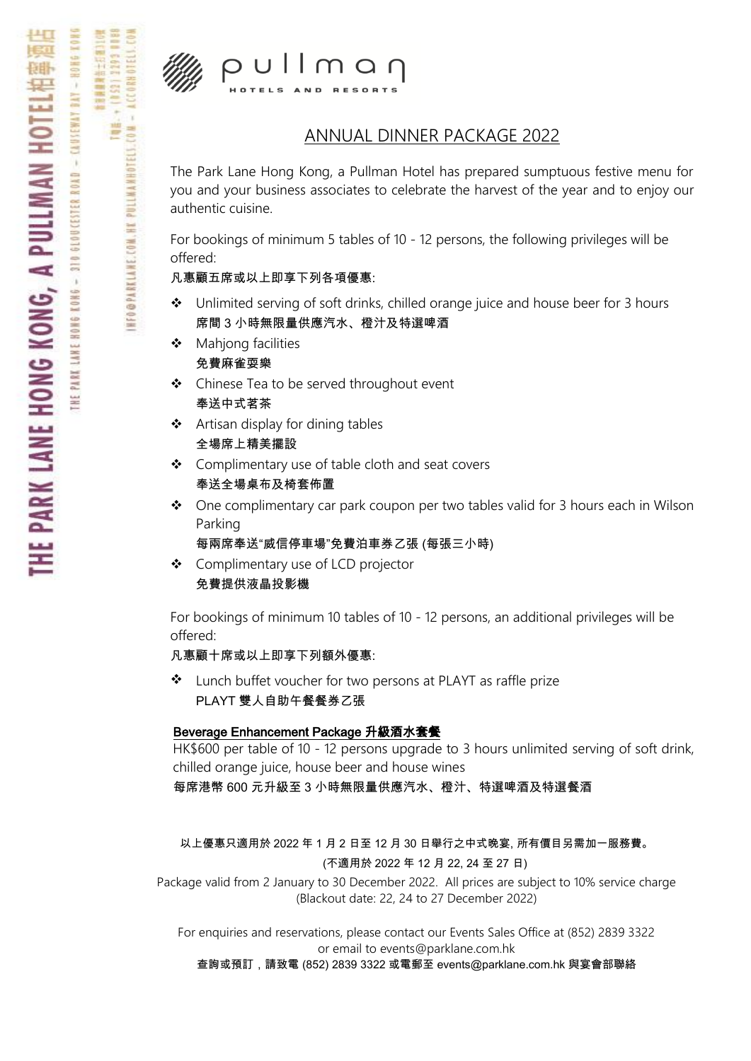# ANNUAL DINNER PACKAGE 2022

The Park Lane Hong Kong, a Pullman Hotel has prepared sumptuous festive menu for you and your business associates to celebrate the harvest of the year and to enjoy our authentic cuisine.

For bookings of minimum 5 tables of 10 - 12 persons, the following privileges will be offered:

**凡惠顧五席或以上即享下列各項優惠:**

- Unlimited serving of soft drinks, chilled orange juice and house beer for 3 hours
  **席間 3 小時無限量供應汽水、橙汁及特選啤酒**
- Mahjong facilities
  **免費麻雀耍樂**
- Chinese Tea to be served throughout event
  **奉送中式茗茶**
- Artisan display for dining tables
  **全場席上精美擺設**
- Complimentary use of table cloth and seat covers
  **奉送全場桌布及椅套佈置**
- One complimentary car park coupon per two tables valid for 3 hours each in Wilson Parking
  **每兩席奉送"威信停車場"免費泊車券乙張 (每張三小時)**
- Complimentary use of LCD projector
  **免費提供液晶投影機**

For bookings of minimum 10 tables of 10 - 12 persons, an additional privileges will be offered:

**凡惠顧十席或以上即享下列額外優惠:**

- Lunch buffet voucher for two persons at PLAYT as raffle prize
  **PLAYT 雙人自助午餐餐券乙張**

**Beverage Enhancement Package 升級酒水套餐**

HK$600 per table of 10 - 12 persons upgrade to 3 hours unlimited serving of soft drink, chilled orange juice, house beer and house wines

**每席港幣 600 元升級至 3 小時無限量供應汽水、橙汁、特選啤酒及特選餐酒**

**以上優惠只適用於 2022 年 1 月 2 日至 12 月 30 日舉行之中式晚宴, 所有價目另需加一服務費。**

**(不適用於 2022 年 12 月 22, 24 至 27 日)**

Package valid from 2 January to 30 December 2022. All prices are subject to 10% service charge
(Blackout date: 22, 24 to 27 December 2022)

For enquiries and reservations, please contact our Events Sales Office at (852) 2839 3322 or email to events@parklane.com.hk

**查詢或預訂，請致電 (852) 2839 3322 或電郵至 events@parklane.com.hk 與宴會部聯絡**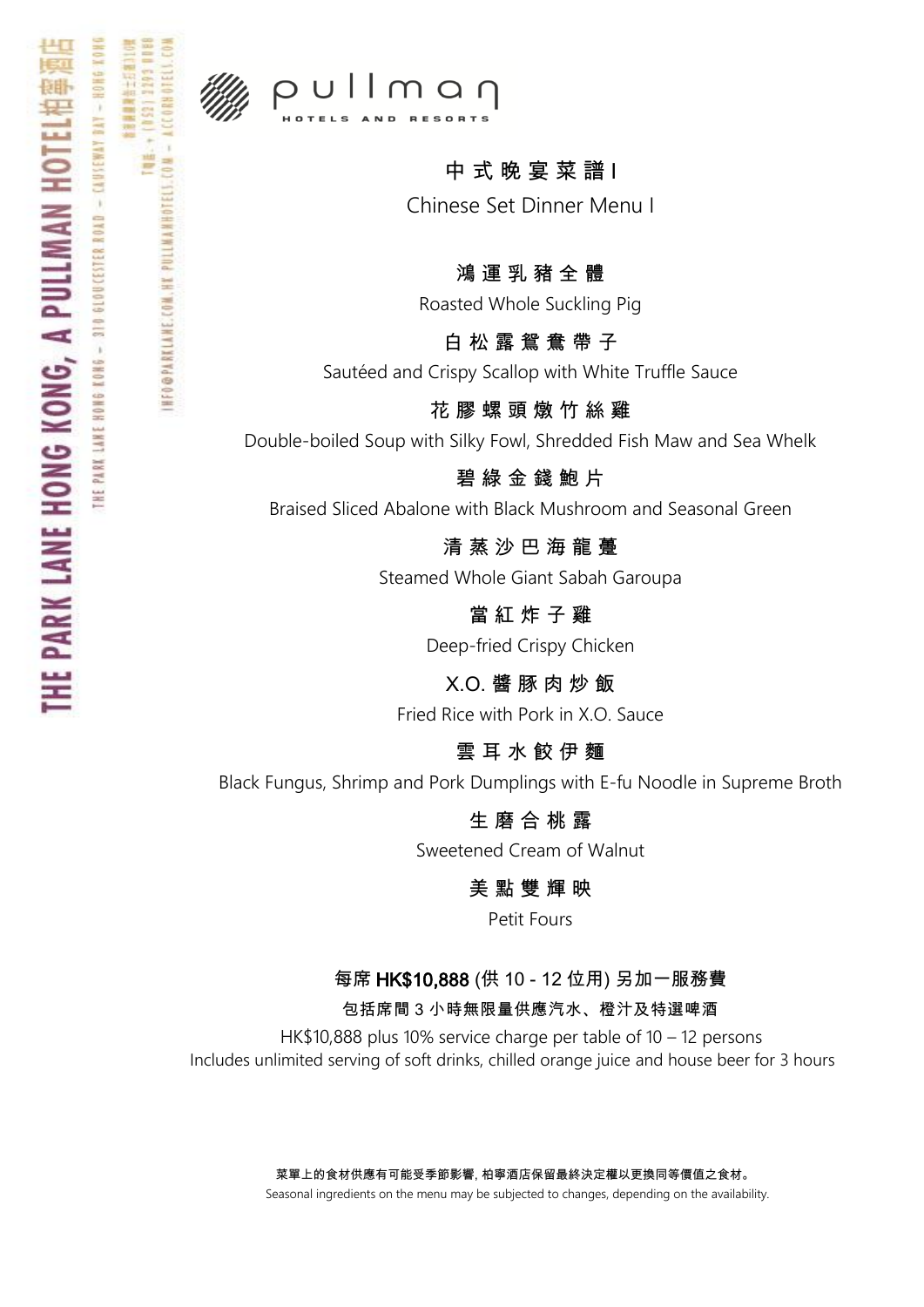# 中式晚宴菜譜 I

## Chinese Set Dinner Menu I

**鴻運乳豬全體**
Roasted Whole Suckling Pig

**白松露鴛鴦帶子**
Sautéed and Crispy Scallop with White Truffle Sauce

**花膠螺頭燉竹絲雞**
Double-boiled Soup with Silky Fowl, Shredded Fish Maw and Sea Whelk

**碧綠金錢鮑片**
Braised Sliced Abalone with Black Mushroom and Seasonal Green

**清蒸沙巴海龍躉**
Steamed Whole Giant Sabah Garoupa

**當紅炸子雞**
Deep-fried Crispy Chicken

**X.O. 醬豚肉炒飯**
Fried Rice with Pork in X.O. Sauce

**雲耳水餃伊麵**
Black Fungus, Shrimp and Pork Dumplings with E-fu Noodle in Supreme Broth

**生磨合桃露**
Sweetened Cream of Walnut

**美點雙輝映**
Petit Fours

**每席 HK$10,888 (供 10 - 12 位用) 另加一服務費**

**包括席間 3 小時無限量供應汽水、橙汁及特選啤酒**

HK$10,888 plus 10% service charge per table of 10 – 12 persons
Includes unlimited serving of soft drinks, chilled orange juice and house beer for 3 hours

**菜單上的食材供應有可能受季節影響, 柏寧酒店保留最終決定權以更換同等價值之食材。**

Seasonal ingredients on the menu may be subjected to changes, depending on the availability.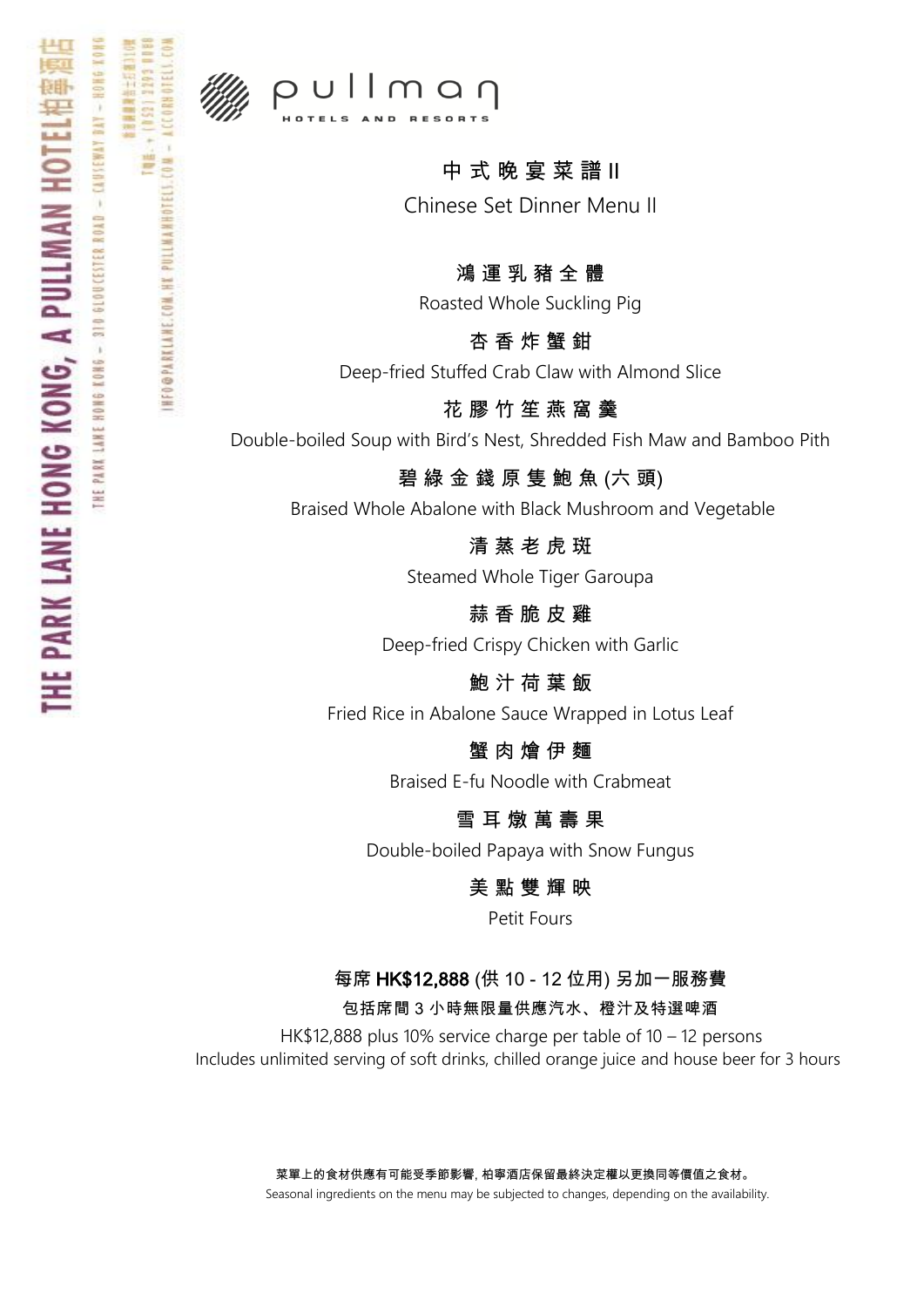# 中式晚宴菜譜 II

## Chinese Set Dinner Menu II

**鴻運乳豬全體**

Roasted Whole Suckling Pig

**杏香炸蟹鉗**

Deep-fried Stuffed Crab Claw with Almond Slice

**花膠竹笙燕窩羹**

Double-boiled Soup with Bird's Nest, Shredded Fish Maw and Bamboo Pith

**碧綠金錢原隻鮑魚 (六頭)**

Braised Whole Abalone with Black Mushroom and Vegetable

**清蒸老虎斑**

Steamed Whole Tiger Garoupa

**蒜香脆皮雞**

Deep-fried Crispy Chicken with Garlic

**鮑汁荷葉飯**

Fried Rice in Abalone Sauce Wrapped in Lotus Leaf

**蟹肉燴伊麵**

Braised E-fu Noodle with Crabmeat

**雪耳燉萬壽果**

Double-boiled Papaya with Snow Fungus

**美點雙輝映**

Petit Fours

**每席 HK$12,888 (供 10 - 12 位用) 另加一服務費**

**包括席間 3 小時無限量供應汽水、橙汁及特選啤酒**

HK$12,888 plus 10% service charge per table of 10 – 12 persons
Includes unlimited serving of soft drinks, chilled orange juice and house beer for 3 hours

**菜單上的食材供應有可能受季節影響, 柏寧酒店保留最終決定權以更換同等價值之食材。**

Seasonal ingredients on the menu may be subjected to changes, depending on the availability.